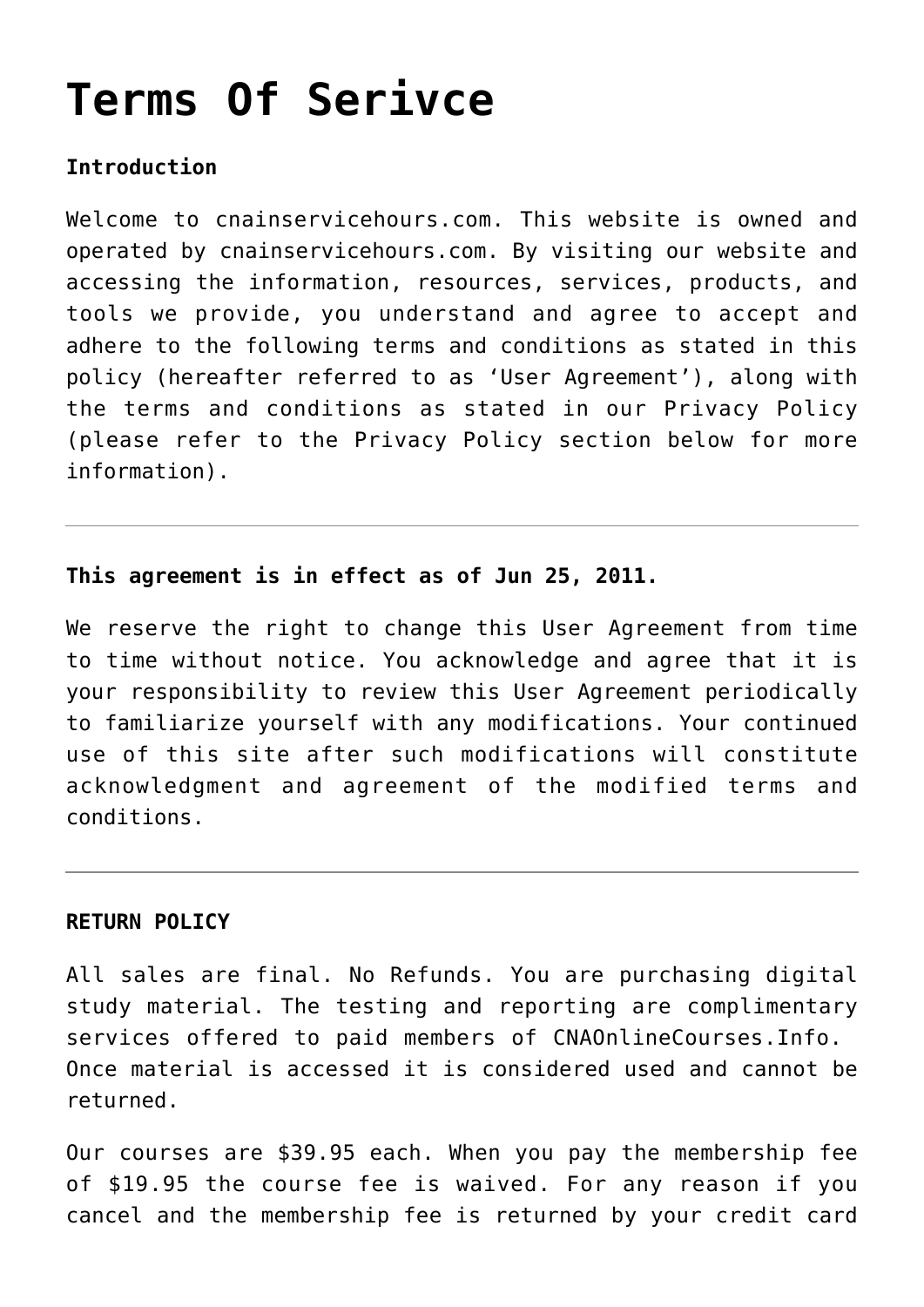# Terms Of Serivce

**Introduction**

Welcome to cnainservicehours.com. This website is owned and operated by cnainservicehours.com. By visiting our website and accessing the information, resources, services, products, and tools we provide, you understand and agree to accept and adhere to the following terms and conditions as stated in this policy (hereafter referred to as 'User Agreement'), along with the terms and conditions as stated in our Privacy Policy (please refer to the Privacy Policy section below for more information).

---

**This agreement is in effect as of Jun 25, 2011.**

We reserve the right to change this User Agreement from time to time without notice. You acknowledge and agree that it is your responsibility to review this User Agreement periodically to familiarize yourself with any modifications. Your continued use of this site after such modifications will constitute acknowledgment and agreement of the modified terms and conditions.

---

**RETURN POLICY**

All sales are final. No Refunds. You are purchasing digital study material. The testing and reporting are complimentary services offered to paid members of CNAOnlineCourses.Info. Once material is accessed it is considered used and cannot be returned.

Our courses are $39.95 each. When you pay the membership fee of $19.95 the course fee is waived. For any reason if you cancel and the membership fee is returned by your credit card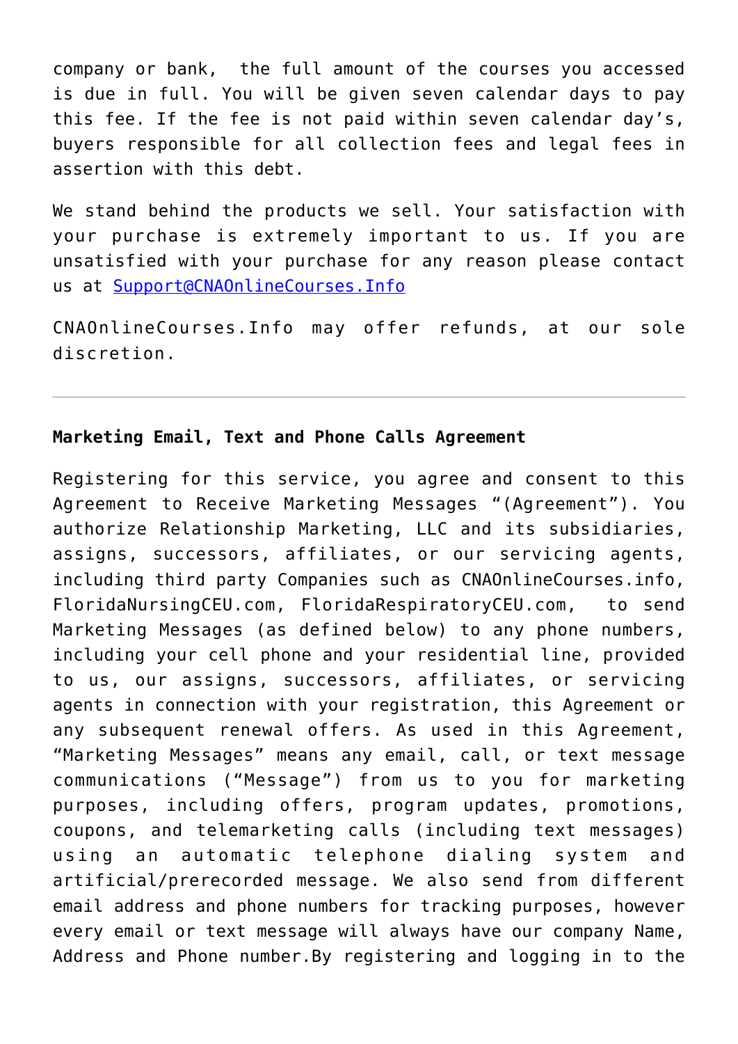company or bank,  the full amount of the courses you accessed is due in full. You will be given seven calendar days to pay this fee. If the fee is not paid within seven calendar day's, buyers responsible for all collection fees and legal fees in assertion with this debt.

We stand behind the products we sell. Your satisfaction with your purchase is extremely important to us. If you are unsatisfied with your purchase for any reason please contact us at Support@CNAOnlineCourses.Info

CNAOnlineCourses.Info may offer refunds, at our sole discretion.

---

**Marketing Email, Text and Phone Calls Agreement**

Registering for this service, you agree and consent to this Agreement to Receive Marketing Messages "(Agreement"). You authorize Relationship Marketing, LLC and its subsidiaries, assigns, successors, affiliates, or our servicing agents, including third party Companies such as CNAOnlineCourses.info, FloridaNursingCEU.com, FloridaRespiratoryCEU.com,  to send Marketing Messages (as defined below) to any phone numbers, including your cell phone and your residential line, provided to us, our assigns, successors, affiliates, or servicing agents in connection with your registration, this Agreement or any subsequent renewal offers. As used in this Agreement, "Marketing Messages" means any email, call, or text message communications ("Message") from us to you for marketing purposes, including offers, program updates, promotions, coupons, and telemarketing calls (including text messages) using an automatic telephone dialing system and artificial/prerecorded message. We also send from different email address and phone numbers for tracking purposes, however every email or text message will always have our company Name, Address and Phone number.By registering and logging in to the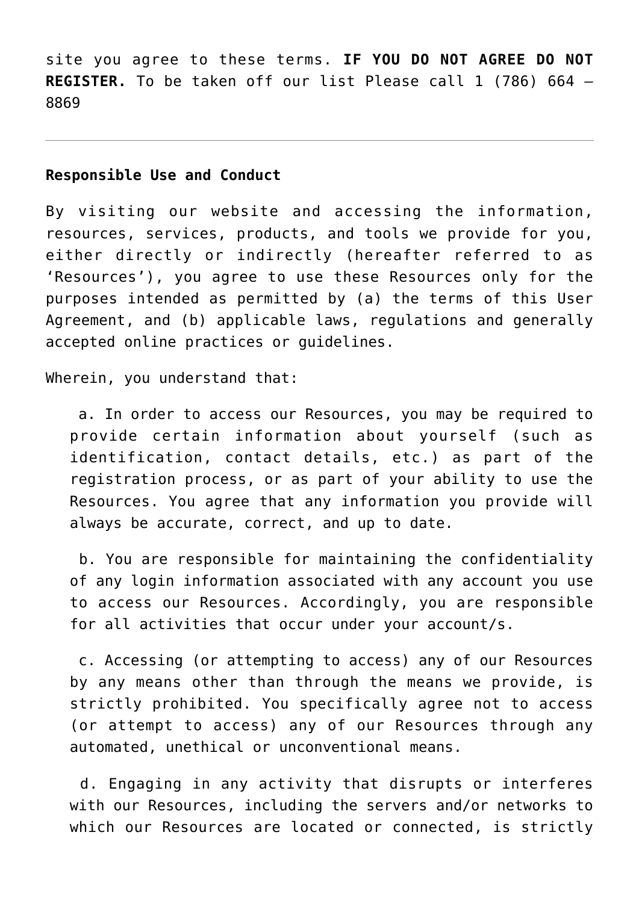site you agree to these terms. **IF YOU DO NOT AGREE DO NOT REGISTER.** To be taken off our list Please call 1 (786) 664 – 8869

---

**Responsible Use and Conduct**

By visiting our website and accessing the information, resources, services, products, and tools we provide for you, either directly or indirectly (hereafter referred to as 'Resources'), you agree to use these Resources only for the purposes intended as permitted by (a) the terms of this User Agreement, and (b) applicable laws, regulations and generally accepted online practices or guidelines.

Wherein, you understand that:

a. In order to access our Resources, you may be required to provide certain information about yourself (such as identification, contact details, etc.) as part of the registration process, or as part of your ability to use the Resources. You agree that any information you provide will always be accurate, correct, and up to date.

b. You are responsible for maintaining the confidentiality of any login information associated with any account you use to access our Resources. Accordingly, you are responsible for all activities that occur under your account/s.

c. Accessing (or attempting to access) any of our Resources by any means other than through the means we provide, is strictly prohibited. You specifically agree not to access (or attempt to access) any of our Resources through any automated, unethical or unconventional means.

d. Engaging in any activity that disrupts or interferes with our Resources, including the servers and/or networks to which our Resources are located or connected, is strictly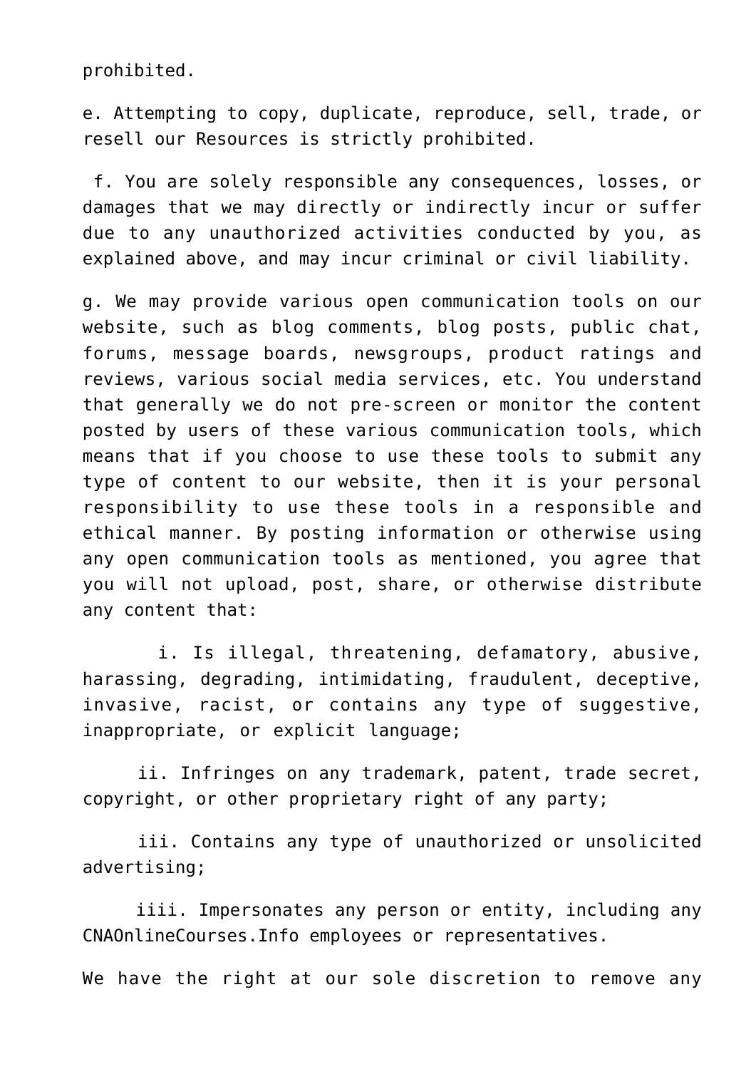prohibited.

e. Attempting to copy, duplicate, reproduce, sell, trade, or resell our Resources is strictly prohibited.

f. You are solely responsible any consequences, losses, or damages that we may directly or indirectly incur or suffer due to any unauthorized activities conducted by you, as explained above, and may incur criminal or civil liability.

g. We may provide various open communication tools on our website, such as blog comments, blog posts, public chat, forums, message boards, newsgroups, product ratings and reviews, various social media services, etc. You understand that generally we do not pre-screen or monitor the content posted by users of these various communication tools, which means that if you choose to use these tools to submit any type of content to our website, then it is your personal responsibility to use these tools in a responsible and ethical manner. By posting information or otherwise using any open communication tools as mentioned, you agree that you will not upload, post, share, or otherwise distribute any content that:

i. Is illegal, threatening, defamatory, abusive, harassing, degrading, intimidating, fraudulent, deceptive, invasive, racist, or contains any type of suggestive, inappropriate, or explicit language;

ii. Infringes on any trademark, patent, trade secret, copyright, or other proprietary right of any party;

iii. Contains any type of unauthorized or unsolicited advertising;

iiii. Impersonates any person or entity, including any CNAOnlineCourses.Info employees or representatives.

We have the right at our sole discretion to remove any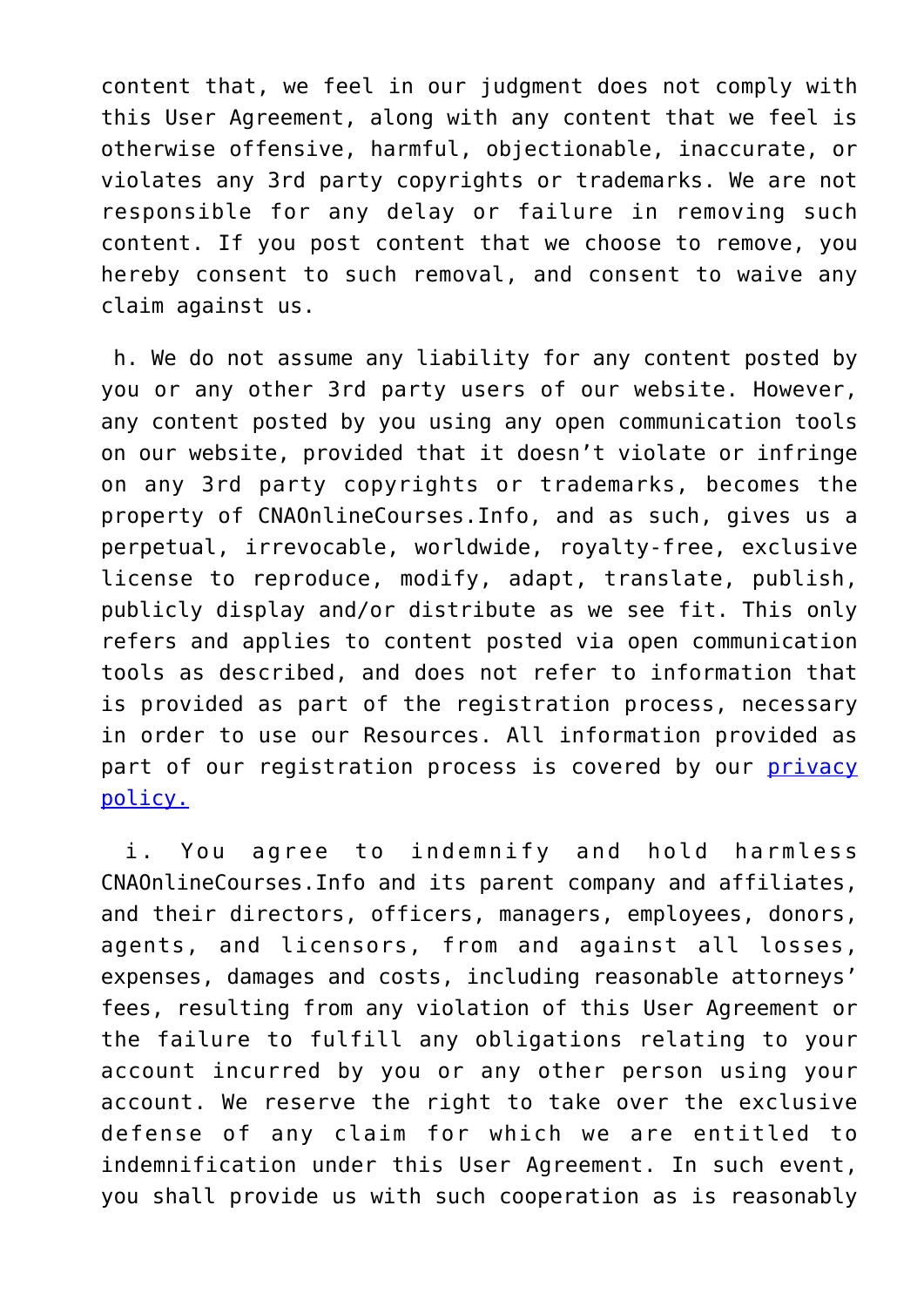content that, we feel in our judgment does not comply with this User Agreement, along with any content that we feel is otherwise offensive, harmful, objectionable, inaccurate, or violates any 3rd party copyrights or trademarks. We are not responsible for any delay or failure in removing such content. If you post content that we choose to remove, you hereby consent to such removal, and consent to waive any claim against us.

h. We do not assume any liability for any content posted by you or any other 3rd party users of our website. However, any content posted by you using any open communication tools on our website, provided that it doesn't violate or infringe on any 3rd party copyrights or trademarks, becomes the property of CNAOnlineCourses.Info, and as such, gives us a perpetual, irrevocable, worldwide, royalty-free, exclusive license to reproduce, modify, adapt, translate, publish, publicly display and/or distribute as we see fit. This only refers and applies to content posted via open communication tools as described, and does not refer to information that is provided as part of the registration process, necessary in order to use our Resources. All information provided as part of our registration process is covered by our [privacy policy.]()

i. You agree to indemnify and hold harmless CNAOnlineCourses.Info and its parent company and affiliates, and their directors, officers, managers, employees, donors, agents, and licensors, from and against all losses, expenses, damages and costs, including reasonable attorneys' fees, resulting from any violation of this User Agreement or the failure to fulfill any obligations relating to your account incurred by you or any other person using your account. We reserve the right to take over the exclusive defense of any claim for which we are entitled to indemnification under this User Agreement. In such event, you shall provide us with such cooperation as is reasonably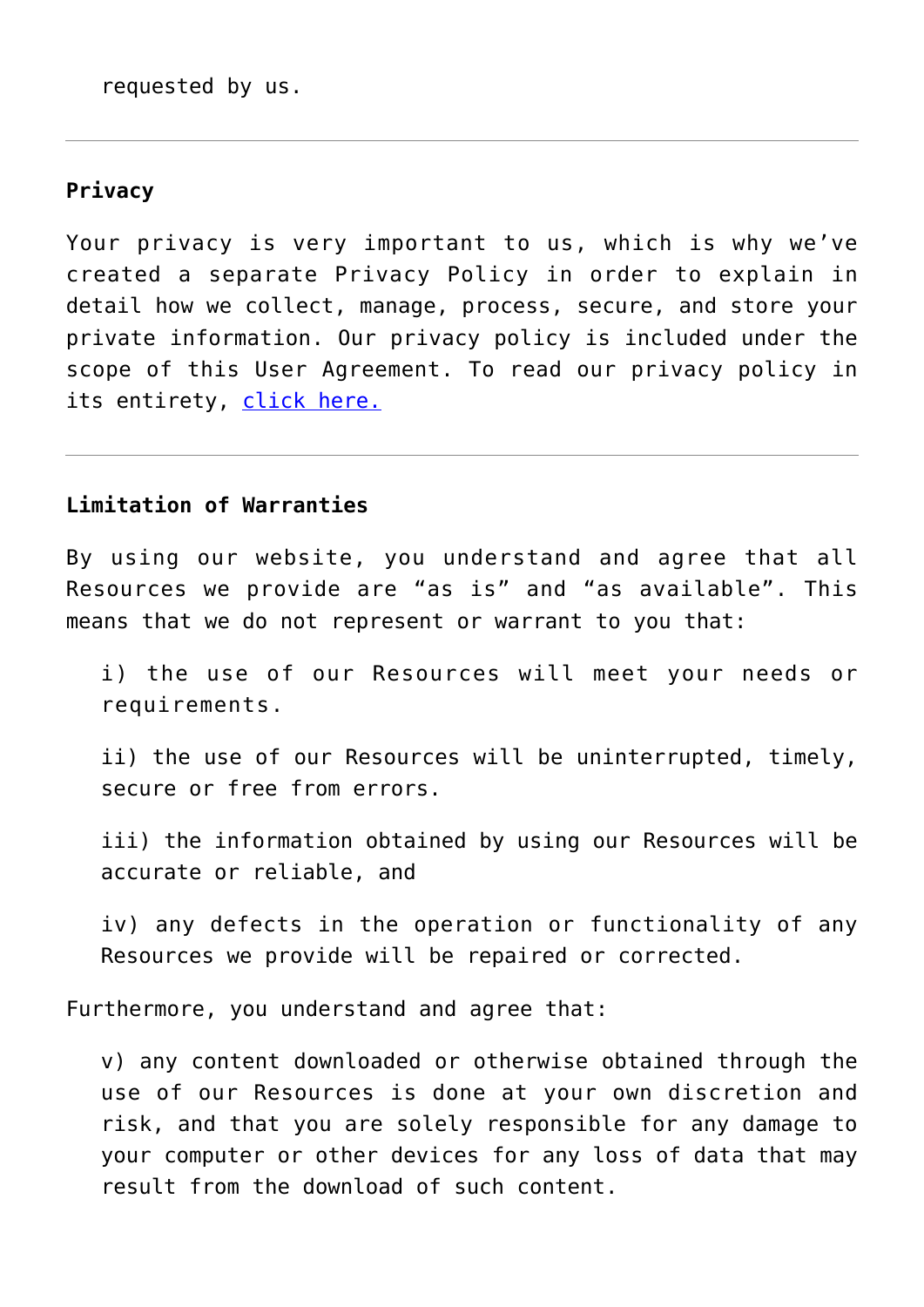requested by us.

---

**Privacy**

Your privacy is very important to us, which is why we've created a separate Privacy Policy in order to explain in detail how we collect, manage, process, secure, and store your private information. Our privacy policy is included under the scope of this User Agreement. To read our privacy policy in its entirety, [click here.]

---

**Limitation of Warranties**

By using our website, you understand and agree that all Resources we provide are "as is" and "as available". This means that we do not represent or warrant to you that:

i) the use of our Resources will meet your needs or requirements.

ii) the use of our Resources will be uninterrupted, timely, secure or free from errors.

iii) the information obtained by using our Resources will be accurate or reliable, and

iv) any defects in the operation or functionality of any Resources we provide will be repaired or corrected.

Furthermore, you understand and agree that:

v) any content downloaded or otherwise obtained through the use of our Resources is done at your own discretion and risk, and that you are solely responsible for any damage to your computer or other devices for any loss of data that may result from the download of such content.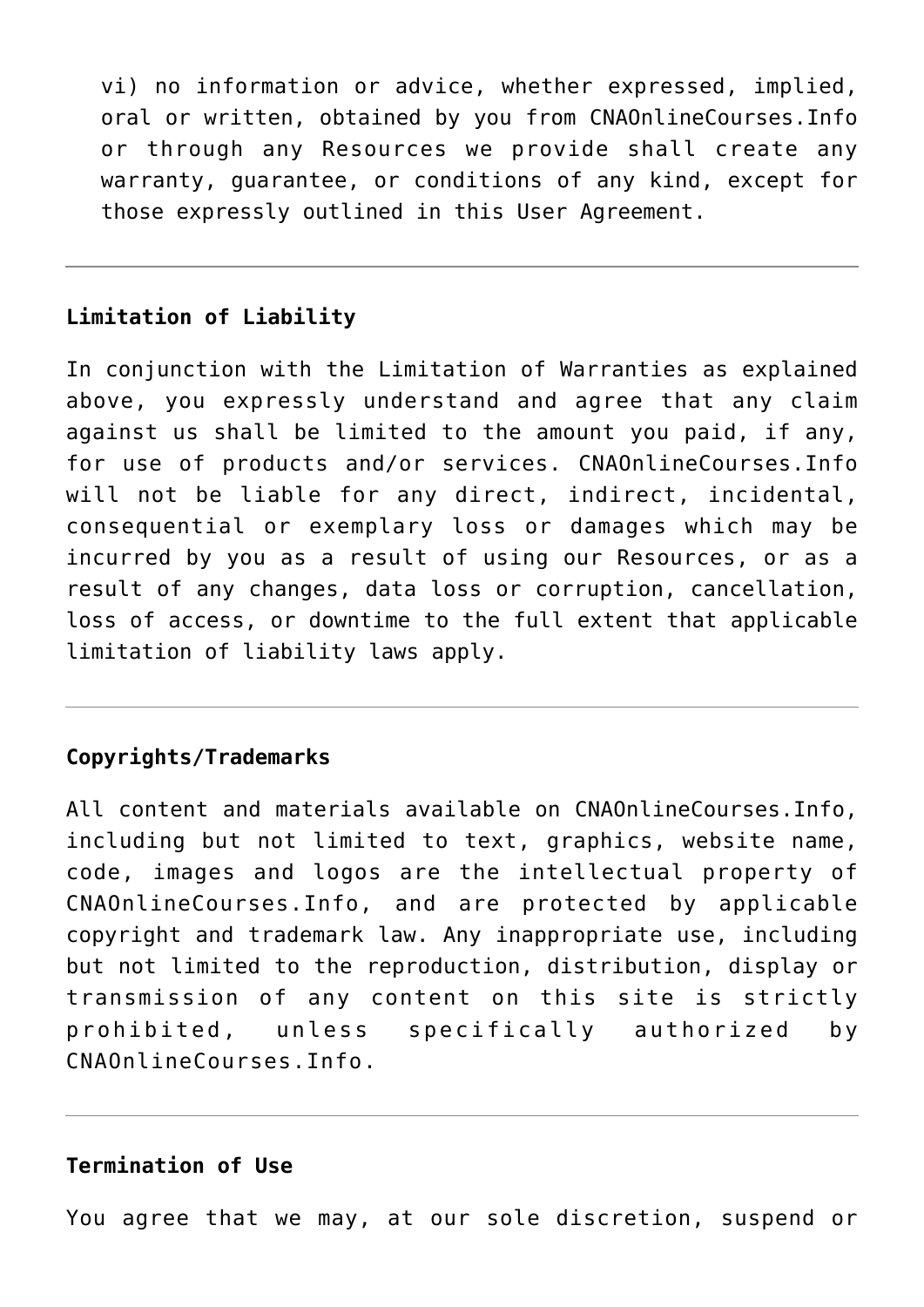vi) no information or advice, whether expressed, implied, oral or written, obtained by you from CNAOnlineCourses.Info or through any Resources we provide shall create any warranty, guarantee, or conditions of any kind, except for those expressly outlined in this User Agreement.

---

**Limitation of Liability**

In conjunction with the Limitation of Warranties as explained above, you expressly understand and agree that any claim against us shall be limited to the amount you paid, if any, for use of products and/or services. CNAOnlineCourses.Info will not be liable for any direct, indirect, incidental, consequential or exemplary loss or damages which may be incurred by you as a result of using our Resources, or as a result of any changes, data loss or corruption, cancellation, loss of access, or downtime to the full extent that applicable limitation of liability laws apply.

---

**Copyrights/Trademarks**

All content and materials available on CNAOnlineCourses.Info, including but not limited to text, graphics, website name, code, images and logos are the intellectual property of CNAOnlineCourses.Info, and are protected by applicable copyright and trademark law. Any inappropriate use, including but not limited to the reproduction, distribution, display or transmission of any content on this site is strictly prohibited, unless specifically authorized by CNAOnlineCourses.Info.

---

**Termination of Use**

You agree that we may, at our sole discretion, suspend or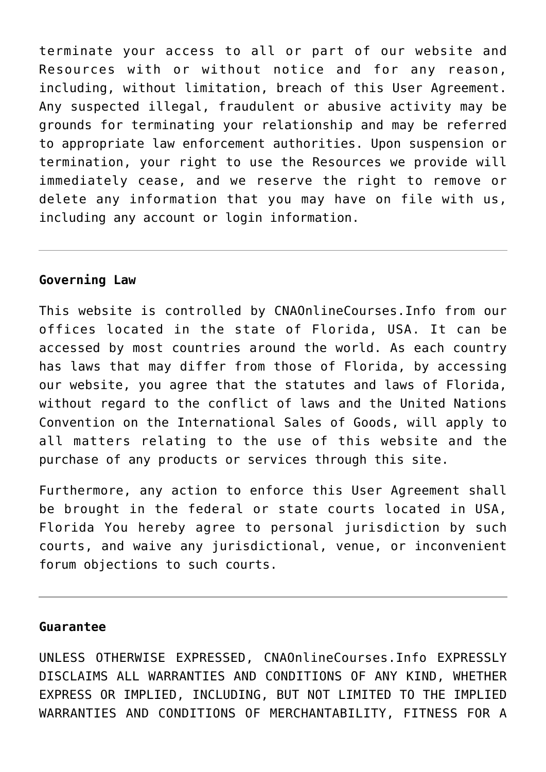terminate your access to all or part of our website and Resources with or without notice and for any reason, including, without limitation, breach of this User Agreement. Any suspected illegal, fraudulent or abusive activity may be grounds for terminating your relationship and may be referred to appropriate law enforcement authorities. Upon suspension or termination, your right to use the Resources we provide will immediately cease, and we reserve the right to remove or delete any information that you may have on file with us, including any account or login information.

---

**Governing Law**

This website is controlled by CNAOnlineCourses.Info from our offices located in the state of Florida, USA. It can be accessed by most countries around the world. As each country has laws that may differ from those of Florida, by accessing our website, you agree that the statutes and laws of Florida, without regard to the conflict of laws and the United Nations Convention on the International Sales of Goods, will apply to all matters relating to the use of this website and the purchase of any products or services through this site.

Furthermore, any action to enforce this User Agreement shall be brought in the federal or state courts located in USA, Florida You hereby agree to personal jurisdiction by such courts, and waive any jurisdictional, venue, or inconvenient forum objections to such courts.

---

**Guarantee**

UNLESS OTHERWISE EXPRESSED, CNAOnlineCourses.Info EXPRESSLY DISCLAIMS ALL WARRANTIES AND CONDITIONS OF ANY KIND, WHETHER EXPRESS OR IMPLIED, INCLUDING, BUT NOT LIMITED TO THE IMPLIED WARRANTIES AND CONDITIONS OF MERCHANTABILITY, FITNESS FOR A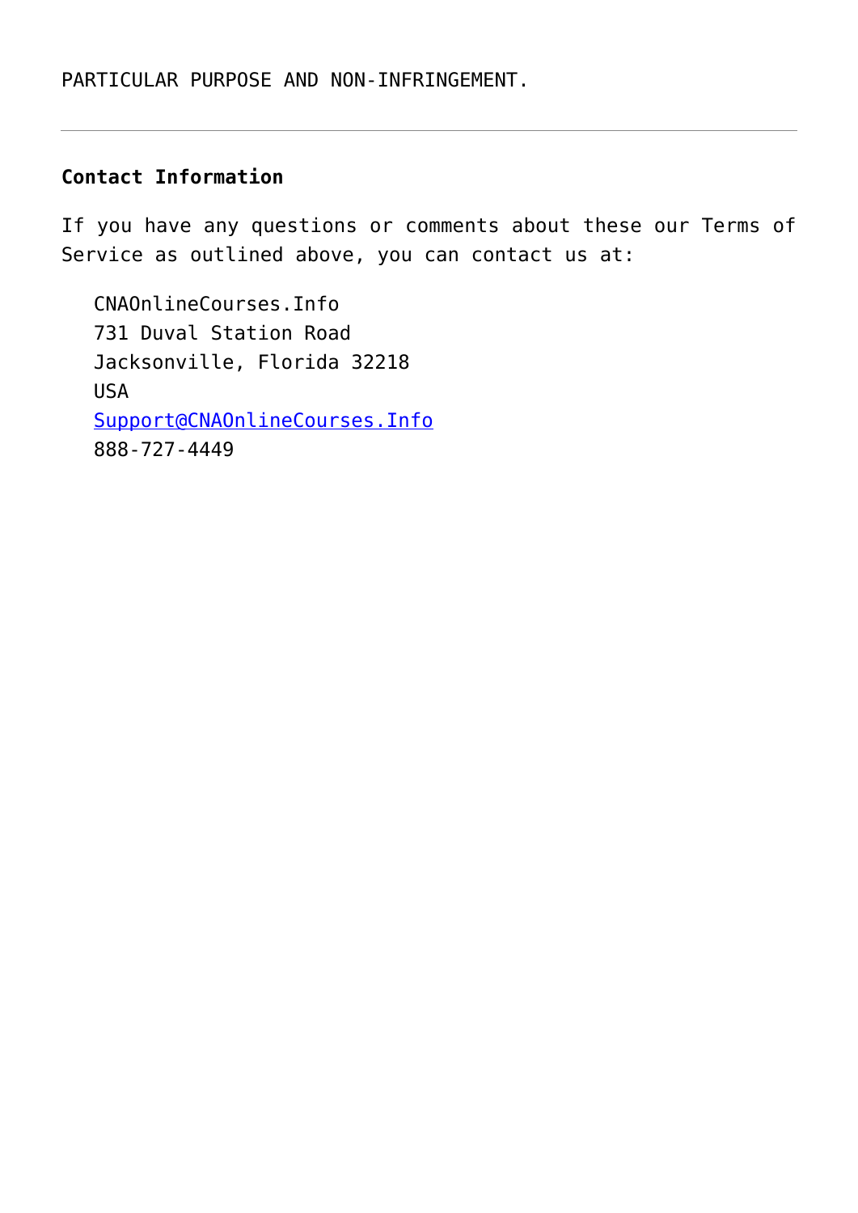PARTICULAR PURPOSE AND NON-INFRINGEMENT.

---

**Contact Information**

If you have any questions or comments about these our Terms of Service as outlined above, you can contact us at:

CNAOnlineCourses.Info
731 Duval Station Road
Jacksonville, Florida 32218
USA
Support@CNAOnlineCourses.Info
888-727-4449